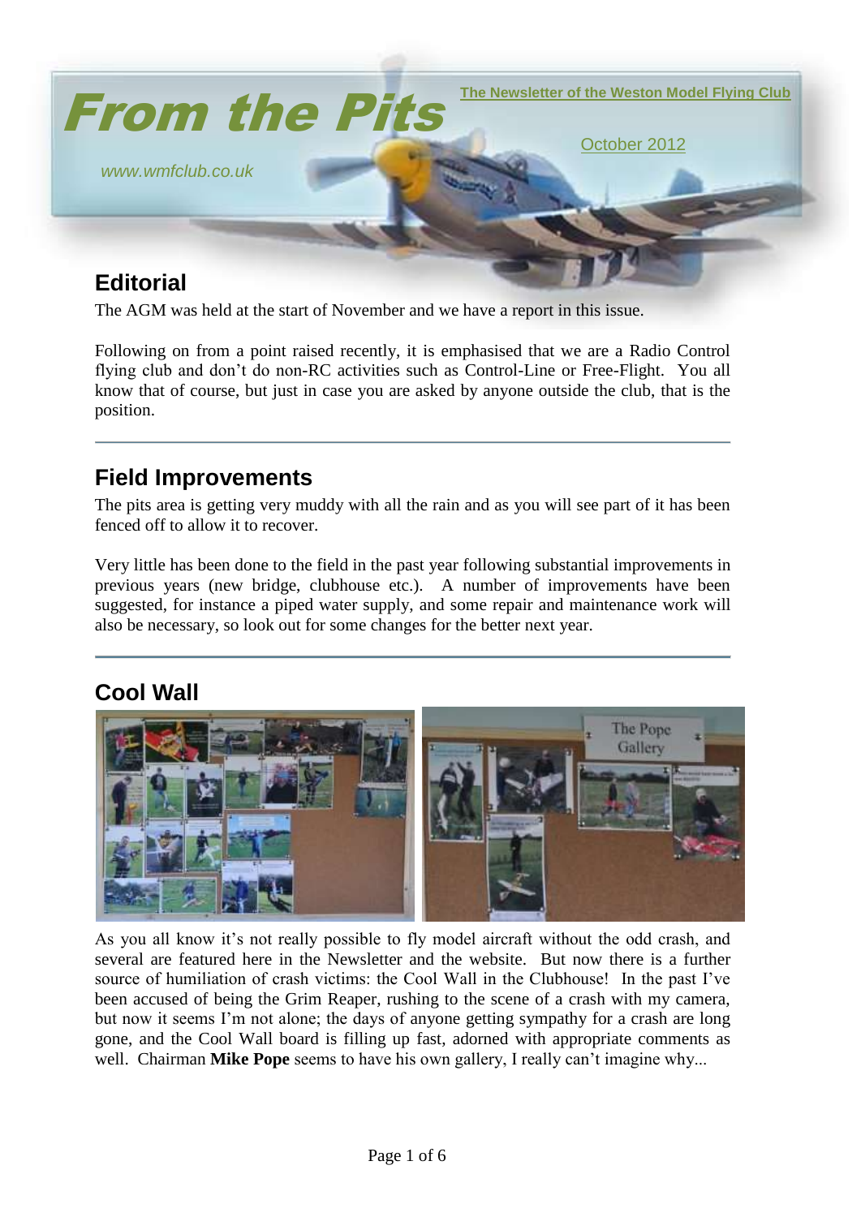# From the Pits

**The Newsletter of the Weston Model Flying Club**

October 2012

www.wmfclub.co.uk

## Editorial

The AGM was held at the start of November and we have a report in this issue.

Following on from a point raised recently, it is emphasised that we are a Radio Control flying club and don't do non-RC activities such as Control-Line or Free-Flight. You all know that of course, but just in case you are asked by anyone outside the club, that is the position.

---

## Field Improvements

The pits area is getting very muddy with all the rain and as you will see part of it has been fenced off to allow it to recover.

Very little has been done to the field in the past year following substantial improvements in previous years (new bridge, clubhouse etc.). A number of improvements have been suggested, for instance a piped water supply, and some repair and maintenance work will also be necessary, so look out for some changes for the better next year.

---

## Cool Wall

As you all know it's not really possible to fly model aircraft without the odd crash, and several are featured here in the Newsletter and the website. But now there is a further source of humiliation of crash victims: the Cool Wall in the Clubhouse! In the past I've been accused of being the Grim Reaper, rushing to the scene of a crash with my camera, but now it seems I'm not alone; the days of anyone getting sympathy for a crash are long gone, and the Cool Wall board is filling up fast, adorned with appropriate comments as well. Chairman **Mike Pope** seems to have his own gallery, I really can't imagine why...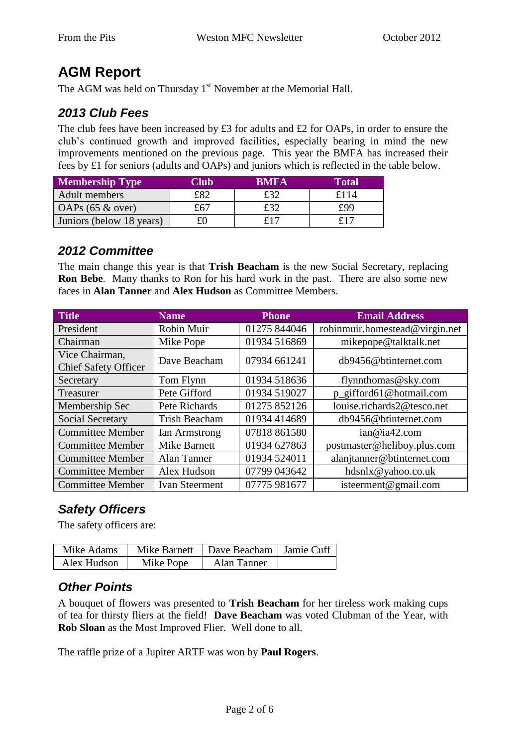## AGM Report

The AGM was held on Thursday 1st November at the Memorial Hall.

### *2013 Club Fees*

The club fees have been increased by £3 for adults and £2 for OAPs, in order to ensure the club's continued growth and improved facilities, especially bearing in mind the new improvements mentioned on the previous page. This year the BMFA has increased their fees by £1 for seniors (adults and OAPs) and juniors which is reflected in the table below.

| Membership Type | Club | BMFA | Total |
|---|---|---|---|
| Adult members | £82 | £32 | £114 |
| OAPs (65 & over) | £67 | £32 | £99 |
| Juniors (below 18 years) | £0 | £17 | £17 |

### *2012 Committee*

The main change this year is that **Trish Beacham** is the new Social Secretary, replacing **Ron Bebe**. Many thanks to Ron for his hard work in the past. There are also some new faces in **Alan Tanner** and **Alex Hudson** as Committee Members.

| Title | Name | Phone | Email Address |
|---|---|---|---|
| President | Robin Muir | 01275 844046 | robinmuir.homestead@virgin.net |
| Chairman | Mike Pope | 01934 516869 | mikepope@talktalk.net |
| Vice Chairman, Chief Safety Officer | Dave Beacham | 07934 661241 | db9456@btinternet.com |
| Secretary | Tom Flynn | 01934 518636 | flynnthomas@sky.com |
| Treasurer | Pete Gifford | 01934 519027 | p_gifford61@hotmail.com |
| Membership Sec | Pete Richards | 01275 852126 | louise.richards2@tesco.net |
| Social Secretary | Trish Beacham | 01934 414689 | db9456@btinternet.com |
| Committee Member | Ian Armstrong | 07818 861580 | ian@ia42.com |
| Committee Member | Mike Barnett | 01934 627863 | postmaster@heliboy.plus.com |
| Committee Member | Alan Tanner | 01934 524011 | alanjtanner@btinternet.com |
| Committee Member | Alex Hudson | 07799 043642 | hdsnlx@yahoo.co.uk |
| Committee Member | Ivan Steerment | 07775 981677 | isteerment@gmail.com |

### *Safety Officers*

The safety officers are:

| | | | |
|---|---|---|---|
| Mike Adams | Mike Barnett | Dave Beacham | Jamie Cuff |
| Alex Hudson | Mike Pope | Alan Tanner | |

### *Other Points*

A bouquet of flowers was presented to **Trish Beacham** for her tireless work making cups of tea for thirsty fliers at the field! **Dave Beacham** was voted Clubman of the Year, with **Rob Sloan** as the Most Improved Flier. Well done to all.

The raffle prize of a Jupiter ARTF was won by **Paul Rogers**.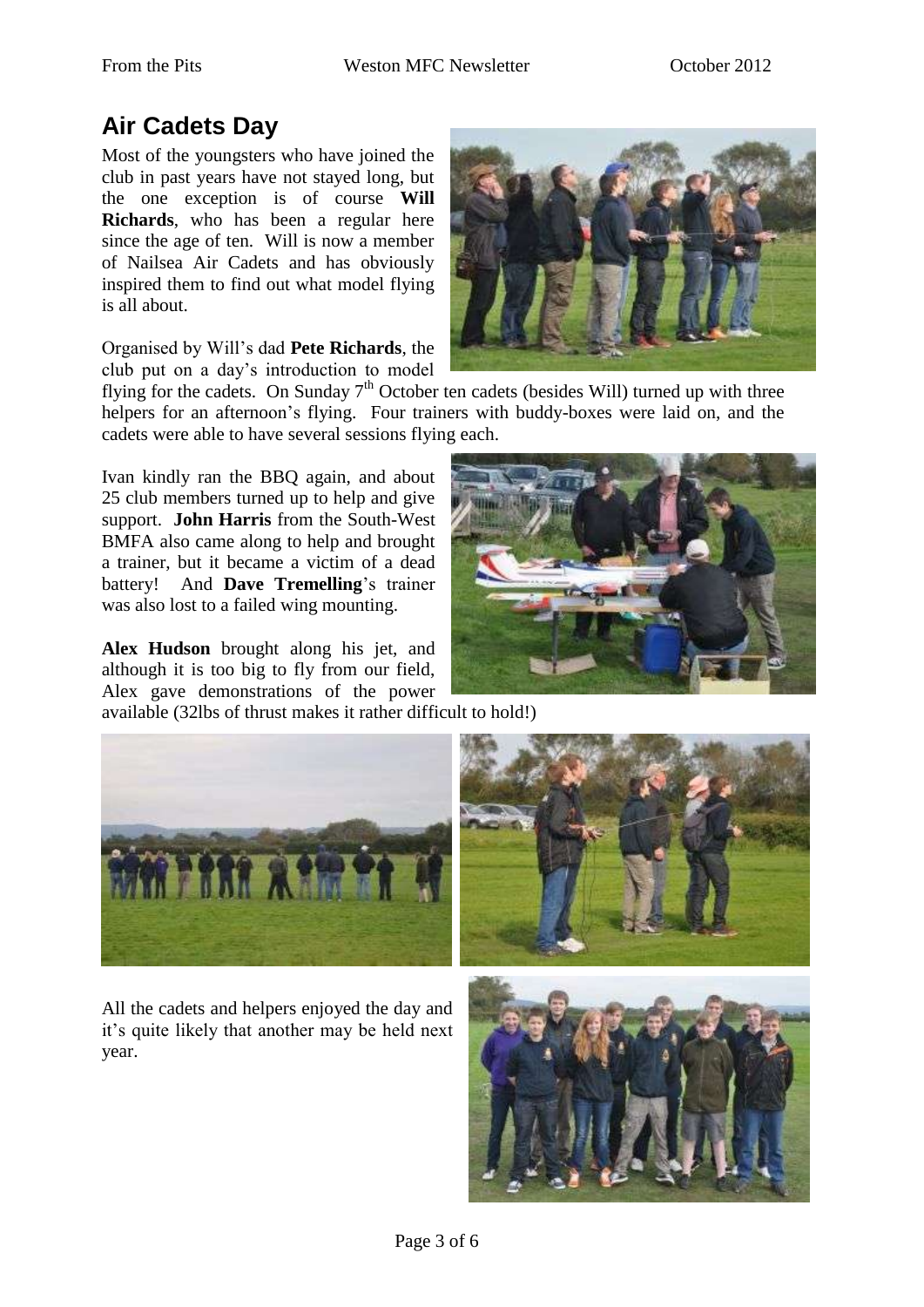## Air Cadets Day

Most of the youngsters who have joined the club in past years have not stayed long, but the one exception is of course **Will Richards**, who has been a regular here since the age of ten. Will is now a member of Nailsea Air Cadets and has obviously inspired them to find out what model flying is all about.

Organised by Will's dad **Pete Richards**, the club put on a day's introduction to model flying for the cadets. On Sunday 7th October ten cadets (besides Will) turned up with three helpers for an afternoon's flying. Four trainers with buddy-boxes were laid on, and the cadets were able to have several sessions flying each.

Ivan kindly ran the BBQ again, and about 25 club members turned up to help and give support. **John Harris** from the South-West BMFA also came along to help and brought a trainer, but it became a victim of a dead battery! And **Dave Tremelling**'s trainer was also lost to a failed wing mounting.

**Alex Hudson** brought along his jet, and although it is too big to fly from our field, Alex gave demonstrations of the power available (32lbs of thrust makes it rather difficult to hold!)

All the cadets and helpers enjoyed the day and it's quite likely that another may be held next year.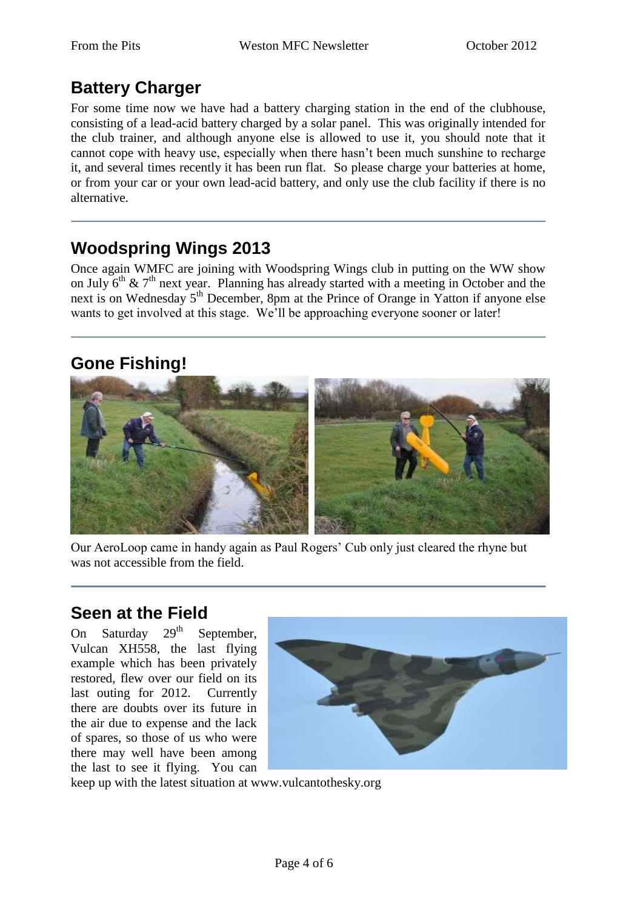## Battery Charger

For some time now we have had a battery charging station in the end of the clubhouse, consisting of a lead-acid battery charged by a solar panel. This was originally intended for the club trainer, and although anyone else is allowed to use it, you should note that it cannot cope with heavy use, especially when there hasn't been much sunshine to recharge it, and several times recently it has been run flat. So please charge your batteries at home, or from your car or your own lead-acid battery, and only use the club facility if there is no alternative.

---

## Woodspring Wings 2013

Once again WMFC are joining with Woodspring Wings club in putting on the WW show on July 6th & 7th next year. Planning has already started with a meeting in October and the next is on Wednesday 5th December, 8pm at the Prince of Orange in Yatton if anyone else wants to get involved at this stage. We'll be approaching everyone sooner or later!

---

## Gone Fishing!

Our AeroLoop came in handy again as Paul Rogers' Cub only just cleared the rhyne but was not accessible from the field.

---

## Seen at the Field

On Saturday 29th September, Vulcan XH558, the last flying example which has been privately restored, flew over our field on its last outing for 2012. Currently there are doubts over its future in the air due to expense and the lack of spares, so those of us who were there may well have been among the last to see it flying. You can keep up with the latest situation at www.vulcantothesky.org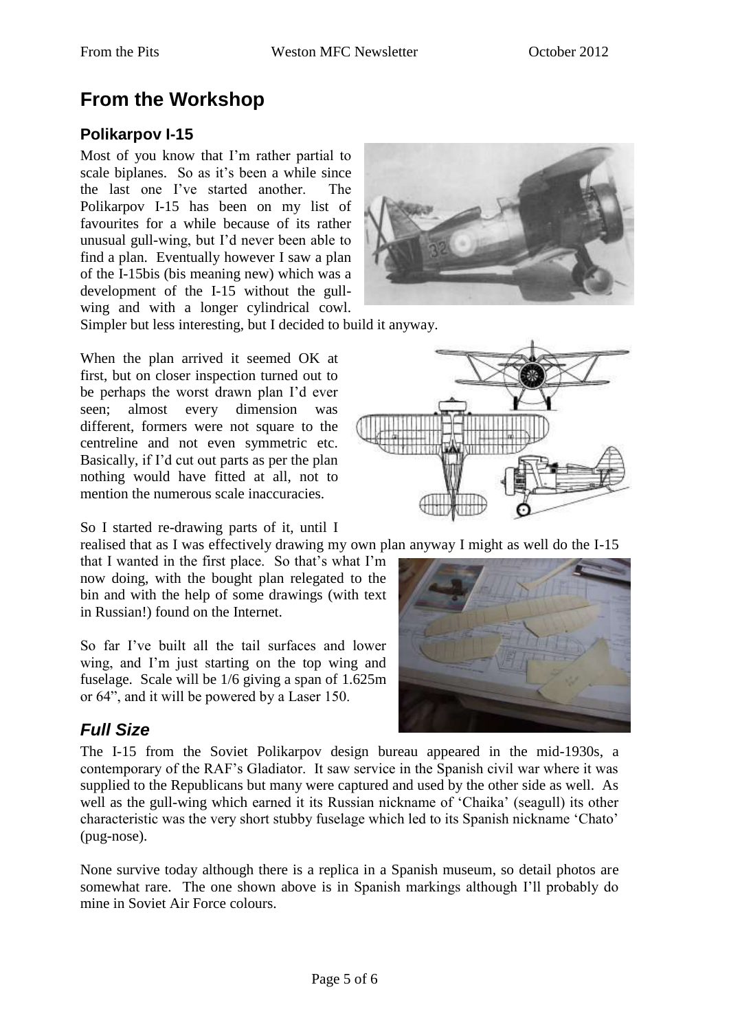# From the Workshop

## Polikarpov I-15

Most of you know that I'm rather partial to scale biplanes. So as it's been a while since the last one I've started another. The Polikarpov I-15 has been on my list of favourites for a while because of its rather unusual gull-wing, but I'd never been able to find a plan. Eventually however I saw a plan of the I-15bis (bis meaning new) which was a development of the I-15 without the gull-wing and with a longer cylindrical cowl. Simpler but less interesting, but I decided to build it anyway.

When the plan arrived it seemed OK at first, but on closer inspection turned out to be perhaps the worst drawn plan I'd ever seen; almost every dimension was different, formers were not square to the centreline and not even symmetric etc. Basically, if I'd cut out parts as per the plan nothing would have fitted at all, not to mention the numerous scale inaccuracies.

So I started re-drawing parts of it, until I realised that as I was effectively drawing my own plan anyway I might as well do the I-15 that I wanted in the first place. So that's what I'm now doing, with the bought plan relegated to the bin and with the help of some drawings (with text in Russian!) found on the Internet.

So far I've built all the tail surfaces and lower wing, and I'm just starting on the top wing and fuselage. Scale will be 1/6 giving a span of 1.625m or 64", and it will be powered by a Laser 150.

## *Full Size*

The I-15 from the Soviet Polikarpov design bureau appeared in the mid-1930s, a contemporary of the RAF's Gladiator. It saw service in the Spanish civil war where it was supplied to the Republicans but many were captured and used by the other side as well. As well as the gull-wing which earned it its Russian nickname of 'Chaika' (seagull) its other characteristic was the very short stubby fuselage which led to its Spanish nickname 'Chato' (pug-nose).

None survive today although there is a replica in a Spanish museum, so detail photos are somewhat rare. The one shown above is in Spanish markings although I'll probably do mine in Soviet Air Force colours.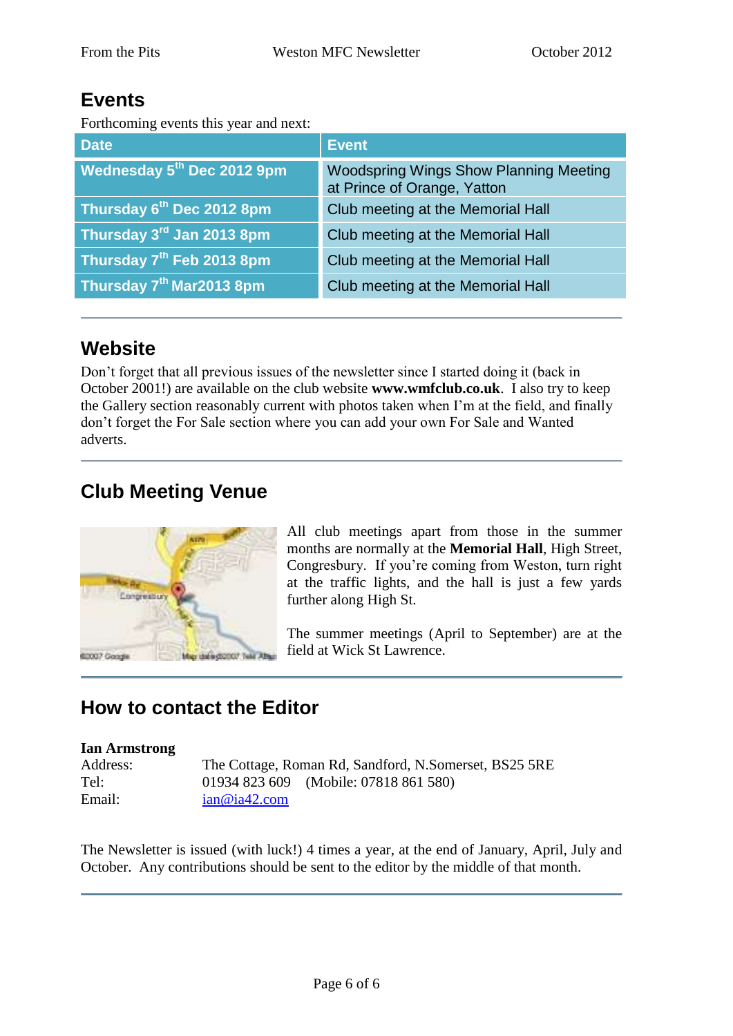## Events

Forthcoming events this year and next:

| Date | Event |
|---|---|
| Wednesday 5th Dec 2012 9pm | Woodspring Wings Show Planning Meeting at Prince of Orange, Yatton |
| Thursday 6th Dec 2012 8pm | Club meeting at the Memorial Hall |
| Thursday 3rd Jan 2013 8pm | Club meeting at the Memorial Hall |
| Thursday 7th Feb 2013 8pm | Club meeting at the Memorial Hall |
| Thursday 7th Mar2013 8pm | Club meeting at the Memorial Hall |

---

## Website

Don't forget that all previous issues of the newsletter since I started doing it (back in October 2001!) are available on the club website **www.wmfclub.co.uk**. I also try to keep the Gallery section reasonably current with photos taken when I'm at the field, and finally don't forget the For Sale section where you can add your own For Sale and Wanted adverts.

---

## Club Meeting Venue

All club meetings apart from those in the summer months are normally at the **Memorial Hall**, High Street, Congresbury. If you're coming from Weston, turn right at the traffic lights, and the hall is just a few yards further along High St.

The summer meetings (April to September) are at the field at Wick St Lawrence.

---

## How to contact the Editor

**Ian Armstrong**

| | |
|---|---|
| Address: | The Cottage, Roman Rd, Sandford, N.Somerset, BS25 5RE |
| Tel: | 01934 823 609 (Mobile: 07818 861 580) |
| Email: | ian@ia42.com |

The Newsletter is issued (with luck!) 4 times a year, at the end of January, April, July and October. Any contributions should be sent to the editor by the middle of that month.